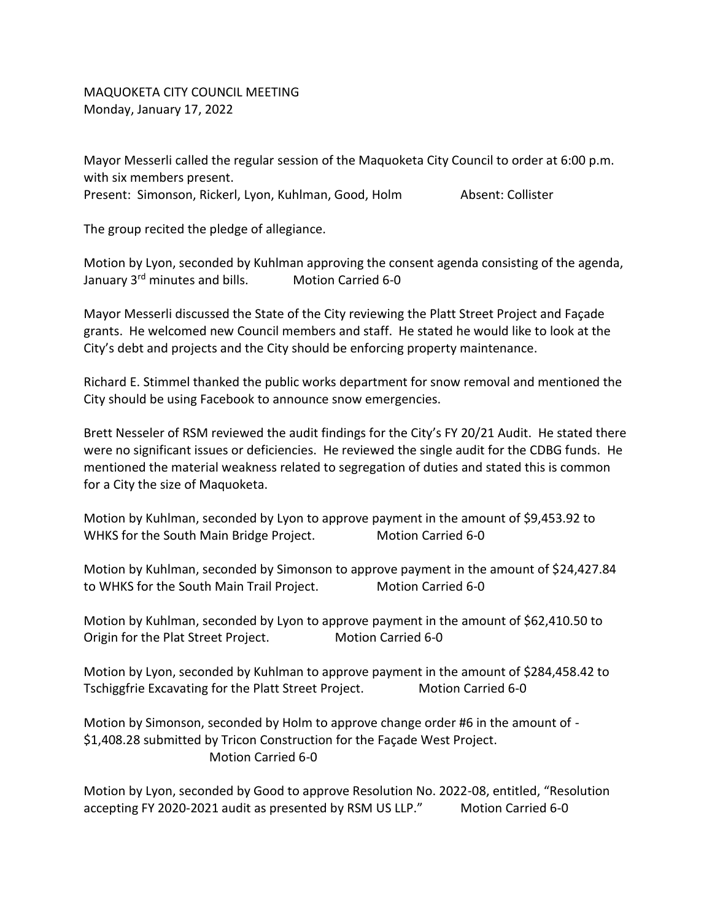MAQUOKETA CITY COUNCIL MEETING
Monday, January 17, 2022

Mayor Messerli called the regular session of the Maquoketa City Council to order at 6:00 p.m. with six members present.
Present: Simonson, Rickerl, Lyon, Kuhlman, Good, Holm Absent: Collister

The group recited the pledge of allegiance.

Motion by Lyon, seconded by Kuhlman approving the consent agenda consisting of the agenda, January 3rd minutes and bills. Motion Carried 6-0

Mayor Messerli discussed the State of the City reviewing the Platt Street Project and Façade grants. He welcomed new Council members and staff. He stated he would like to look at the City's debt and projects and the City should be enforcing property maintenance.

Richard E. Stimmel thanked the public works department for snow removal and mentioned the City should be using Facebook to announce snow emergencies.

Brett Nesseler of RSM reviewed the audit findings for the City's FY 20/21 Audit. He stated there were no significant issues or deficiencies. He reviewed the single audit for the CDBG funds. He mentioned the material weakness related to segregation of duties and stated this is common for a City the size of Maquoketa.

Motion by Kuhlman, seconded by Lyon to approve payment in the amount of $9,453.92 to WHKS for the South Main Bridge Project. Motion Carried 6-0

Motion by Kuhlman, seconded by Simonson to approve payment in the amount of $24,427.84 to WHKS for the South Main Trail Project. Motion Carried 6-0

Motion by Kuhlman, seconded by Lyon to approve payment in the amount of $62,410.50 to Origin for the Plat Street Project. Motion Carried 6-0

Motion by Lyon, seconded by Kuhlman to approve payment in the amount of $284,458.42 to Tschiggfrie Excavating for the Platt Street Project. Motion Carried 6-0

Motion by Simonson, seconded by Holm to approve change order #6 in the amount of -$1,408.28 submitted by Tricon Construction for the Façade West Project.
Motion Carried 6-0

Motion by Lyon, seconded by Good to approve Resolution No. 2022-08, entitled, "Resolution accepting FY 2020-2021 audit as presented by RSM US LLP." Motion Carried 6-0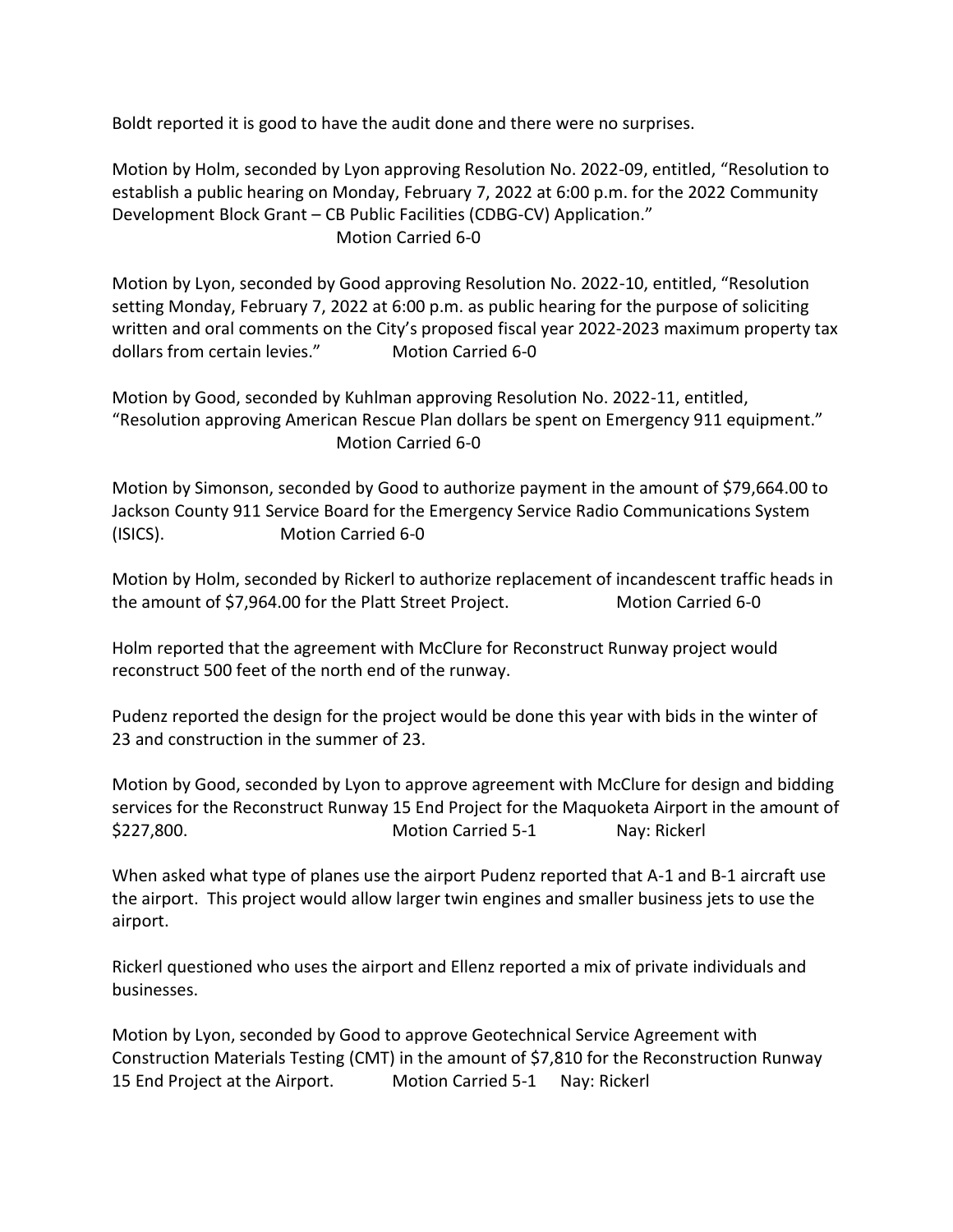Boldt reported it is good to have the audit done and there were no surprises.

Motion by Holm, seconded by Lyon approving Resolution No. 2022-09, entitled, "Resolution to establish a public hearing on Monday, February 7, 2022 at 6:00 p.m. for the 2022 Community Development Block Grant – CB Public Facilities (CDBG-CV) Application."
Motion Carried 6-0

Motion by Lyon, seconded by Good approving Resolution No. 2022-10, entitled, "Resolution setting Monday, February 7, 2022 at 6:00 p.m. as public hearing for the purpose of soliciting written and oral comments on the City's proposed fiscal year 2022-2023 maximum property tax dollars from certain levies." Motion Carried 6-0

Motion by Good, seconded by Kuhlman approving Resolution No. 2022-11, entitled, "Resolution approving American Rescue Plan dollars be spent on Emergency 911 equipment."
Motion Carried 6-0

Motion by Simonson, seconded by Good to authorize payment in the amount of $79,664.00 to Jackson County 911 Service Board for the Emergency Service Radio Communications System (ISICS). Motion Carried 6-0

Motion by Holm, seconded by Rickerl to authorize replacement of incandescent traffic heads in the amount of $7,964.00 for the Platt Street Project. Motion Carried 6-0

Holm reported that the agreement with McClure for Reconstruct Runway project would reconstruct 500 feet of the north end of the runway.

Pudenz reported the design for the project would be done this year with bids in the winter of 23 and construction in the summer of 23.

Motion by Good, seconded by Lyon to approve agreement with McClure for design and bidding services for the Reconstruct Runway 15 End Project for the Maquoketa Airport in the amount of $227,800. Motion Carried 5-1 Nay: Rickerl

When asked what type of planes use the airport Pudenz reported that A-1 and B-1 aircraft use the airport. This project would allow larger twin engines and smaller business jets to use the airport.

Rickerl questioned who uses the airport and Ellenz reported a mix of private individuals and businesses.

Motion by Lyon, seconded by Good to approve Geotechnical Service Agreement with Construction Materials Testing (CMT) in the amount of $7,810 for the Reconstruction Runway 15 End Project at the Airport. Motion Carried 5-1 Nay: Rickerl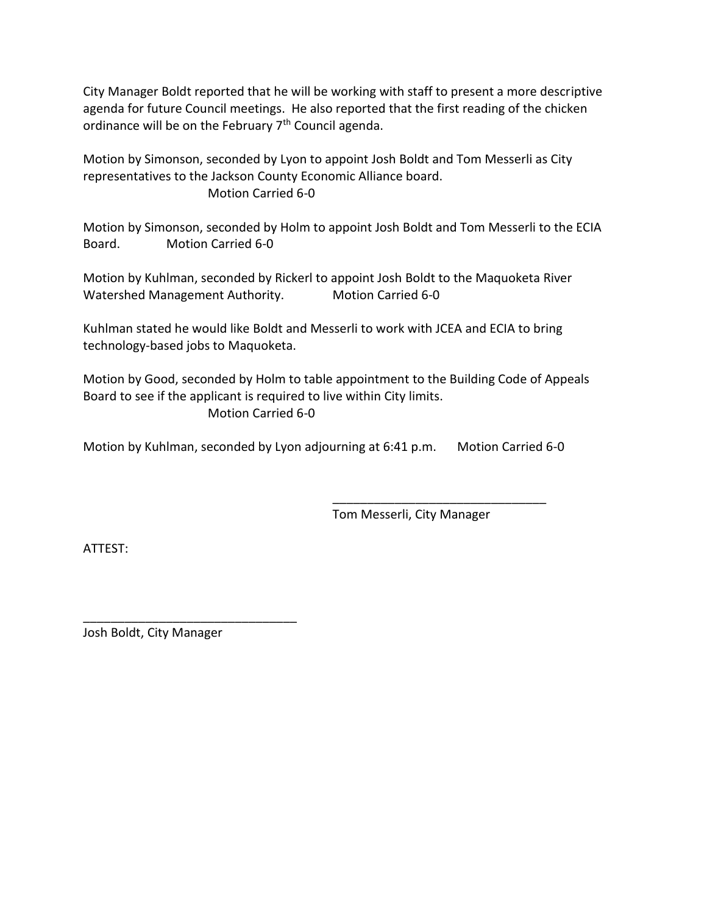City Manager Boldt reported that he will be working with staff to present a more descriptive agenda for future Council meetings. He also reported that the first reading of the chicken ordinance will be on the February 7th Council agenda.

Motion by Simonson, seconded by Lyon to appoint Josh Boldt and Tom Messerli as City representatives to the Jackson County Economic Alliance board.
Motion Carried 6-0

Motion by Simonson, seconded by Holm to appoint Josh Boldt and Tom Messerli to the ECIA Board. Motion Carried 6-0

Motion by Kuhlman, seconded by Rickerl to appoint Josh Boldt to the Maquoketa River Watershed Management Authority. Motion Carried 6-0

Kuhlman stated he would like Boldt and Messerli to work with JCEA and ECIA to bring technology-based jobs to Maquoketa.

Motion by Good, seconded by Holm to table appointment to the Building Code of Appeals Board to see if the applicant is required to live within City limits.
Motion Carried 6-0

Motion by Kuhlman, seconded by Lyon adjourning at 6:41 p.m. Motion Carried 6-0

_______________________________
Tom Messerli, City Manager

ATTEST:

_______________________________
Josh Boldt, City Manager